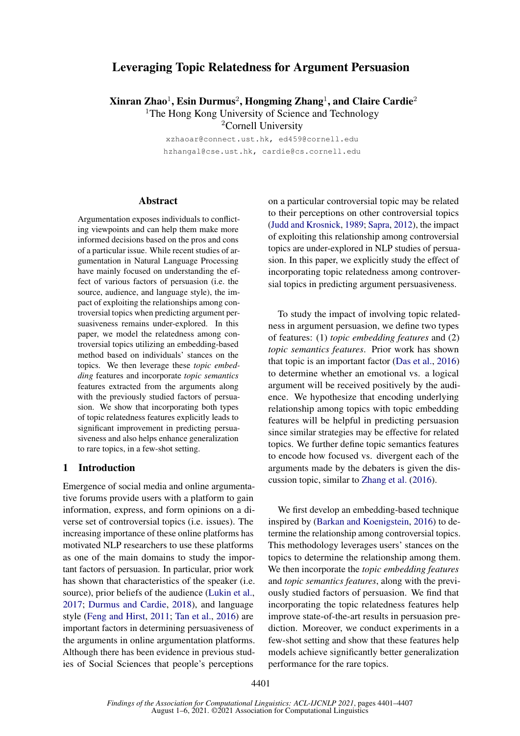# Leveraging Topic Relatedness for Argument Persuasion

**Xinran Zhao**[1], **Esin Durmus**[2], **Hongming Zhang**[1], **and Claire Cardie**[2]

[1]The Hong Kong University of Science and Technology

[2]Cornell University

xzhaoar@connect.ust.hk, ed459@cornell.edu

hzhangal@cse.ust.hk, cardie@cs.cornell.edu

## Abstract

Argumentation exposes individuals to conflicting viewpoints and can help them make more informed decisions based on the pros and cons of a particular issue. While recent studies of argumentation in Natural Language Processing have mainly focused on understanding the effect of various factors of persuasion (i.e. the source, audience, and language style), the impact of exploiting the relationships among controversial topics when predicting argument persuasiveness remains under-explored. In this paper, we model the relatedness among controversial topics utilizing an embedding-based method based on individuals' stances on the topics. We then leverage these *topic embedding* features and incorporate *topic semantics* features extracted from the arguments along with the previously studied factors of persuasion. We show that incorporating both types of topic relatedness features explicitly leads to significant improvement in predicting persuasiveness and also helps enhance generalization to rare topics, in a few-shot setting.

## 1 Introduction

Emergence of social media and online argumentative forums provide users with a platform to gain information, express, and form opinions on a diverse set of controversial topics (i.e. issues). The increasing importance of these online platforms has motivated NLP researchers to use these platforms as one of the main domains to study the important factors of persuasion. In particular, prior work has shown that characteristics of the speaker (i.e. source), prior beliefs of the audience (Lukin et al., 2017; Durmus and Cardie, 2018), and language style (Feng and Hirst, 2011; Tan et al., 2016) are important factors in determining persuasiveness of the arguments in online argumentation platforms. Although there has been evidence in previous studies of Social Sciences that people's perceptions on a particular controversial topic may be related to their perceptions on other controversial topics (Judd and Krosnick, 1989; Sapra, 2012), the impact of exploiting this relationship among controversial topics are under-explored in NLP studies of persuasion. In this paper, we explicitly study the effect of incorporating topic relatedness among controversial topics in predicting argument persuasiveness.

To study the impact of involving topic relatedness in argument persuasion, we define two types of features: (1) *topic embedding features* and (2) *topic semantics features*. Prior work has shown that topic is an important factor (Das et al., 2016) to determine whether an emotional vs. a logical argument will be received positively by the audience. We hypothesize that encoding underlying relationship among topics with topic embedding features will be helpful in predicting persuasion since similar strategies may be effective for related topics. We further define topic semantics features to encode how focused vs. divergent each of the arguments made by the debaters is given the discussion topic, similar to Zhang et al. (2016).

We first develop an embedding-based technique inspired by (Barkan and Koenigstein, 2016) to determine the relationship among controversial topics. This methodology leverages users' stances on the topics to determine the relationship among them. We then incorporate the *topic embedding features* and *topic semantics features*, along with the previously studied factors of persuasion. We find that incorporating the topic relatedness features help improve state-of-the-art results in persuasion prediction. Moreover, we conduct experiments in a few-shot setting and show that these features help models achieve significantly better generalization performance for the rare topics.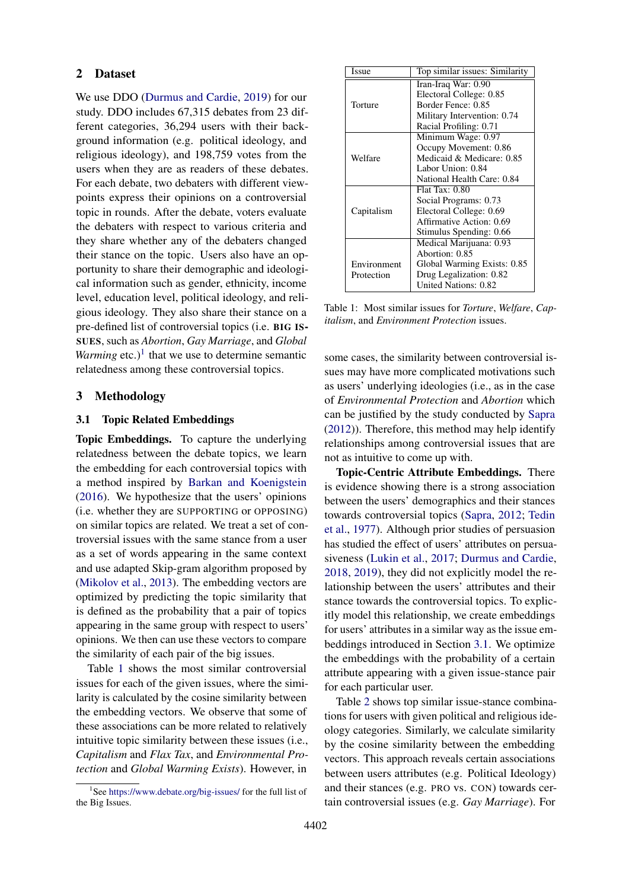## 2 Dataset

We use DDO (Durmus and Cardie, 2019) for our study. DDO includes 67,315 debates from 23 different categories, 36,294 users with their background information (e.g. political ideology, and religious ideology), and 198,759 votes from the users when they are as readers of these debates. For each debate, two debaters with different viewpoints express their opinions on a controversial topic in rounds. After the debate, voters evaluate the debaters with respect to various criteria and they share whether any of the debaters changed their stance on the topic. Users also have an opportunity to share their demographic and ideological information such as gender, ethnicity, income level, education level, political ideology, and religious ideology. They also share their stance on a pre-defined list of controversial topics (i.e. **BIG ISSUES**, such as *Abortion*, *Gay Marriage*, and *Global Warming* etc.)[1] that we use to determine semantic relatedness among these controversial topics.

## 3 Methodology

### 3.1 Topic Related Embeddings

**Topic Embeddings.** To capture the underlying relatedness between the debate topics, we learn the embedding for each controversial topics with a method inspired by Barkan and Koenigstein (2016). We hypothesize that the users' opinions (i.e. whether they are SUPPORTING or OPPOSING) on similar topics are related. We treat a set of controversial issues with the same stance from a user as a set of words appearing in the same context and use adapted Skip-gram algorithm proposed by (Mikolov et al., 2013). The embedding vectors are optimized by predicting the topic similarity that is defined as the probability that a pair of topics appearing in the same group with respect to users' opinions. We then can use these vectors to compare the similarity of each pair of the big issues.

Table 1 shows the most similar controversial issues for each of the given issues, where the similarity is calculated by the cosine similarity between the embedding vectors. We observe that some of these associations can be more related to relatively intuitive topic similarity between these issues (i.e., *Capitalism* and *Flax Tax*, and *Environmental Protection* and *Global Warming Exists*). However, in some cases, the similarity between controversial issues may have more complicated motivations such as users' underlying ideologies (i.e., as in the case of *Environmental Protection* and *Abortion* which can be justified by the study conducted by Sapra (2012)). Therefore, this method may help identify relationships among controversial issues that are not as intuitive to come up with.

| Issue | Top similar issues: Similarity |
|---|---|
| Torture | Iran-Iraq War: 0.90<br>Electoral College: 0.85<br>Border Fence: 0.85<br>Military Intervention: 0.74<br>Racial Profiling: 0.71 |
| Welfare | Minimum Wage: 0.97<br>Occupy Movement: 0.86<br>Medicaid & Medicare: 0.85<br>Labor Union: 0.84<br>National Health Care: 0.84 |
| Capitalism | Flat Tax: 0.80<br>Social Programs: 0.73<br>Electoral College: 0.69<br>Affirmative Action: 0.69<br>Stimulus Spending: 0.66 |
| Environment Protection | Medical Marijuana: 0.93<br>Abortion: 0.85<br>Global Warming Exists: 0.85<br>Drug Legalization: 0.82<br>United Nations: 0.82 |

Table 1: Most similar issues for *Torture*, *Welfare*, *Capitalism*, and *Environment Protection* issues.

**Topic-Centric Attribute Embeddings.** There is evidence showing there is a strong association between the users' demographics and their stances towards controversial topics (Sapra, 2012; Tedin et al., 1977). Although prior studies of persuasion has studied the effect of users' attributes on persuasiveness (Lukin et al., 2017; Durmus and Cardie, 2018, 2019), they did not explicitly model the relationship between the users' attributes and their stance towards the controversial topics. To explicitly model this relationship, we create embeddings for users' attributes in a similar way as the issue embeddings introduced in Section 3.1. We optimize the embeddings with the probability of a certain attribute appearing with a given issue-stance pair for each particular user.

Table 2 shows top similar issue-stance combinations for users with given political and religious ideology categories. Similarly, we calculate similarity by the cosine similarity between the embedding vectors. This approach reveals certain associations between users attributes (e.g. Political Ideology) and their stances (e.g. PRO vs. CON) towards certain controversial issues (e.g. *Gay Marriage*). For

[1] See https://www.debate.org/big-issues/ for the full list of the Big Issues.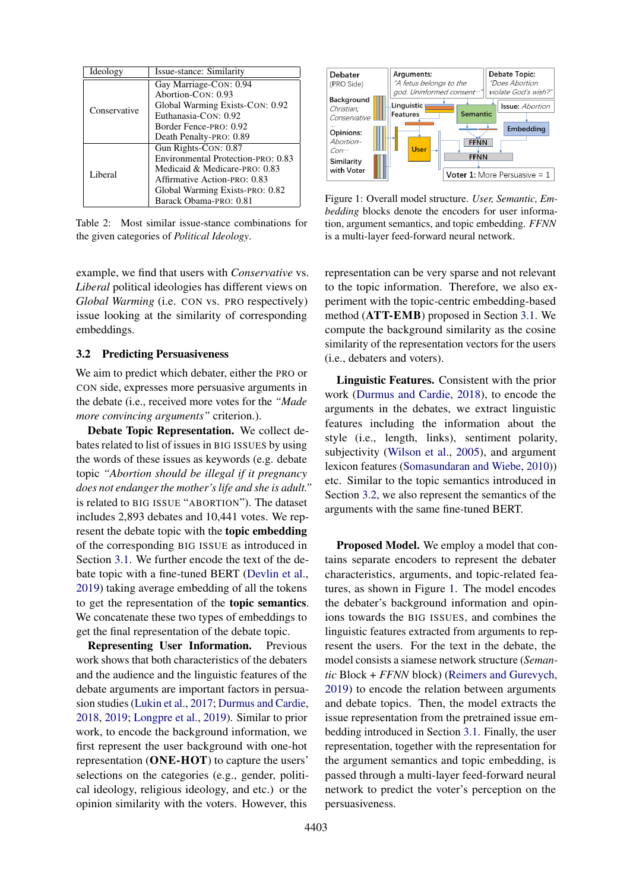| Ideology | Issue-stance: Similarity |
|---|---|
| Conservative | Gay Marriage-CON: 0.94<br>Abortion-CON: 0.93<br>Global Warming Exists-CON: 0.92<br>Euthanasia-CON: 0.92<br>Border Fence-PRO: 0.92<br>Death Penalty-PRO: 0.89 |
| Liberal | Gun Rights-CON: 0.87<br>Environmental Protection-PRO: 0.83<br>Medicaid & Medicare-PRO: 0.83<br>Affirmative Action-PRO: 0.83<br>Global Warming Exists-PRO: 0.82<br>Barack Obama-PRO: 0.81 |

Table 2: Most similar issue-stance combinations for the given categories of *Political Ideology*.

example, we find that users with *Conservative* vs. *Liberal* political ideologies has different views on *Global Warming* (i.e. CON vs. PRO respectively) issue looking at the similarity of corresponding embeddings.

### 3.2 Predicting Persuasiveness

We aim to predict which debater, either the PRO or CON side, expresses more persuasive arguments in the debate (i.e., received more votes for the *"Made more convincing arguments"* criterion.).

**Debate Topic Representation.** We collect debates related to list of issues in BIG ISSUES by using the words of these issues as keywords (e.g. debate topic *"Abortion should be illegal if it pregnancy does not endanger the mother's life and she is adult."* is related to BIG ISSUE "ABORTION"). The dataset includes 2,893 debates and 10,441 votes. We represent the debate topic with the **topic embedding** of the corresponding BIG ISSUE as introduced in Section 3.1. We further encode the text of the debate topic with a fine-tuned BERT (Devlin et al., 2019) taking average embedding of all the tokens to get the representation of the **topic semantics**. We concatenate these two types of embeddings to get the final representation of the debate topic.

**Representing User Information.** Previous work shows that both characteristics of the debaters and the audience and the linguistic features of the debate arguments are important factors in persuasion studies (Lukin et al., 2017; Durmus and Cardie, 2018, 2019; Longpre et al., 2019). Similar to prior work, to encode the background information, we first represent the user background with one-hot representation (**ONE-HOT**) to capture the users' selections on the categories (e.g., gender, political ideology, religious ideology, and etc.) or the opinion similarity with the voters. However, this representation can be very sparse and not relevant to the topic information. Therefore, we also experiment with the topic-centric embedding-based method (**ATT-EMB**) proposed in Section 3.1. We compute the background similarity as the cosine similarity of the representation vectors for the users (i.e., debaters and voters).

**Linguistic Features.** Consistent with the prior work (Durmus and Cardie, 2018), to encode the arguments in the debates, we extract linguistic features including the information about the style (i.e., length, links), sentiment polarity, subjectivity (Wilson et al., 2005), and argument lexicon features (Somasundaran and Wiebe, 2010)) etc. Similar to the topic semantics introduced in Section 3.2, we also represent the semantics of the arguments with the same fine-tuned BERT.

Figure 1: Overall model structure. *User, Semantic, Embedding* blocks denote the encoders for user information, argument semantics, and topic embedding. *FFNN* is a multi-layer feed-forward neural network.

**Proposed Model.** We employ a model that contains separate encoders to represent the debater characteristics, arguments, and topic-related features, as shown in Figure 1. The model encodes the debater's background information and opinions towards the BIG ISSUES, and combines the linguistic features extracted from arguments to represent the users. For the text in the debate, the model consists a siamese network structure (*Semantic* Block + *FFNN* block) (Reimers and Gurevych, 2019) to encode the relation between arguments and debate topics. Then, the model extracts the issue representation from the pretrained issue embedding introduced in Section 3.1. Finally, the user representation, together with the representation for the argument semantics and topic embedding, is passed through a multi-layer feed-forward neural network to predict the voter's perception on the persuasiveness.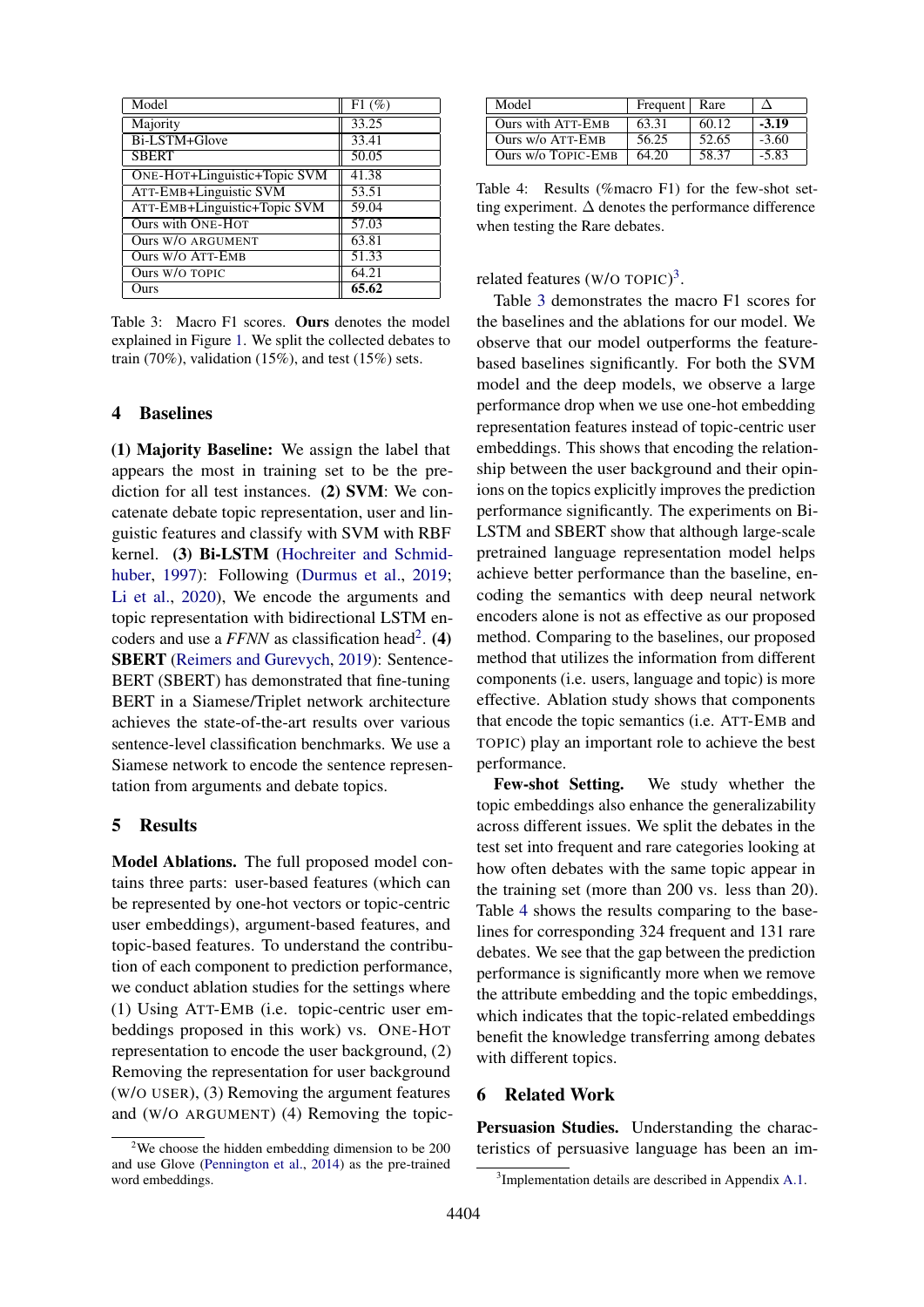| Model | F1 (%) |
|---|---|
| Majority | 33.25 |
| Bi-LSTM+Glove | 33.41 |
| SBERT | 50.05 |
| ONE-HOT+Linguistic+Topic SVM | 41.38 |
| ATT-EMB+Linguistic SVM | 53.51 |
| ATT-EMB+Linguistic+Topic SVM | 59.04 |
| Ours with ONE-HOT | 57.03 |
| Ours W/O ARGUMENT | 63.81 |
| Ours W/O ATT-EMB | 51.33 |
| Ours W/O TOPIC | 64.21 |
| Ours | **65.62** |

Table 3: Macro F1 scores. **Ours** denotes the model explained in Figure 1. We split the collected debates to train (70%), validation (15%), and test (15%) sets.

## 4 Baselines

**(1) Majority Baseline:** We assign the label that appears the most in training set to be the prediction for all test instances. **(2) SVM**: We concatenate debate topic representation, user and linguistic features and classify with SVM with RBF kernel. **(3) Bi-LSTM** (Hochreiter and Schmidhuber, 1997): Following (Durmus et al., 2019; Li et al., 2020), We encode the arguments and topic representation with bidirectional LSTM encoders and use a *FFNN* as classification head[2]. **(4) SBERT** (Reimers and Gurevych, 2019): Sentence-BERT (SBERT) has demonstrated that fine-tuning BERT in a Siamese/Triplet network architecture achieves the state-of-the-art results over various sentence-level classification benchmarks. We use a Siamese network to encode the sentence representation from arguments and debate topics.

## 5 Results

**Model Ablations.** The full proposed model contains three parts: user-based features (which can be represented by one-hot vectors or topic-centric user embeddings), argument-based features, and topic-based features. To understand the contribution of each component to prediction performance, we conduct ablation studies for the settings where (1) Using ATT-EMB (i.e. topic-centric user embeddings proposed in this work) vs. ONE-HOT representation to encode the user background, (2) Removing the representation for user background (W/O USER), (3) Removing the argument features and (W/O ARGUMENT) (4) Removing the topic-related features (W/O TOPIC)[3].

[2]We choose the hidden embedding dimension to be 200 and use Glove (Pennington et al., 2014) as the pre-trained word embeddings.

| Model | Frequent | Rare | Δ |
|---|---|---|---|
| Ours with ATT-EMB | 63.31 | 60.12 | **-3.19** |
| Ours w/o ATT-EMB | 56.25 | 52.65 | -3.60 |
| Ours w/o TOPIC-EMB | 64.20 | 58.37 | -5.83 |

Table 4: Results (%macro F1) for the few-shot setting experiment. Δ denotes the performance difference when testing the Rare debates.

Table 3 demonstrates the macro F1 scores for the baselines and the ablations for our model. We observe that our model outperforms the feature-based baselines significantly. For both the SVM model and the deep models, we observe a large performance drop when we use one-hot embedding representation features instead of topic-centric user embeddings. This shows that encoding the relationship between the user background and their opinions on the topics explicitly improves the prediction performance significantly. The experiments on Bi-LSTM and SBERT show that although large-scale pretrained language representation model helps achieve better performance than the baseline, encoding the semantics with deep neural network encoders alone is not as effective as our proposed method. Comparing to the baselines, our proposed method that utilizes the information from different components (i.e. users, language and topic) is more effective. Ablation study shows that components that encode the topic semantics (i.e. ATT-EMB and TOPIC) play an important role to achieve the best performance.

**Few-shot Setting.** We study whether the topic embeddings also enhance the generalizability across different issues. We split the debates in the test set into frequent and rare categories looking at how often debates with the same topic appear in the training set (more than 200 vs. less than 20). Table 4 shows the results comparing to the baselines for corresponding 324 frequent and 131 rare debates. We see that the gap between the prediction performance is significantly more when we remove the attribute embedding and the topic embeddings, which indicates that the topic-related embeddings benefit the knowledge transferring among debates with different topics.

## 6 Related Work

**Persuasion Studies.** Understanding the characteristics of persuasive language has been an im-

[3]Implementation details are described in Appendix A.1.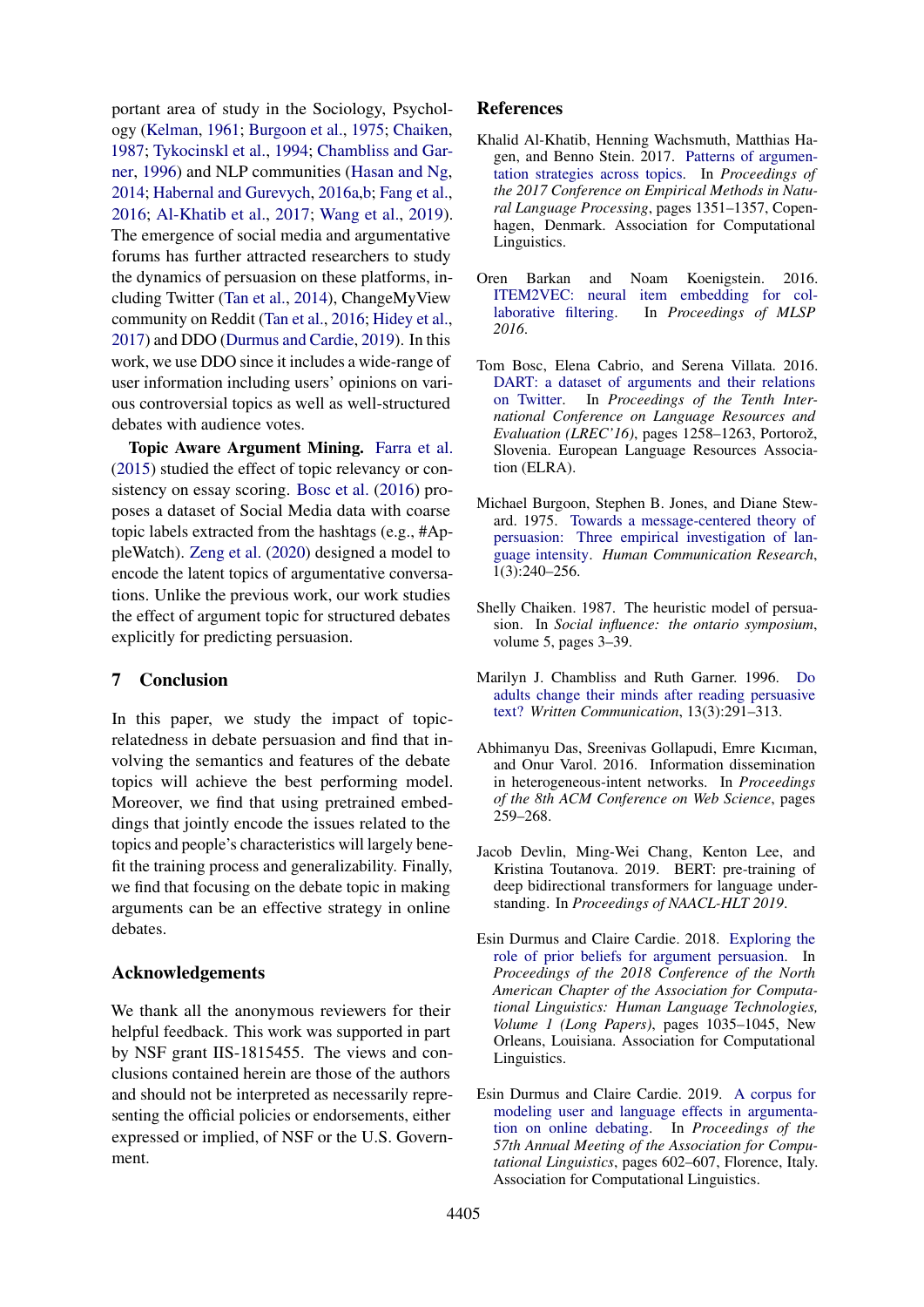portant area of study in the Sociology, Psychology (Kelman, 1961; Burgoon et al., 1975; Chaiken, 1987; Tykocinskl et al., 1994; Chambliss and Garner, 1996) and NLP communities (Hasan and Ng, 2014; Habernal and Gurevych, 2016a,b; Fang et al., 2016; Al-Khatib et al., 2017; Wang et al., 2019). The emergence of social media and argumentative forums has further attracted researchers to study the dynamics of persuasion on these platforms, including Twitter (Tan et al., 2014), ChangeMyView community on Reddit (Tan et al., 2016; Hidey et al., 2017) and DDO (Durmus and Cardie, 2019). In this work, we use DDO since it includes a wide-range of user information including users' opinions on various controversial topics as well as well-structured debates with audience votes.

**Topic Aware Argument Mining.** Farra et al. (2015) studied the effect of topic relevancy or consistency on essay scoring. Bosc et al. (2016) proposes a dataset of Social Media data with coarse topic labels extracted from the hashtags (e.g., #AppleWatch). Zeng et al. (2020) designed a model to encode the latent topics of argumentative conversations. Unlike the previous work, our work studies the effect of argument topic for structured debates explicitly for predicting persuasion.

## 7 Conclusion

In this paper, we study the impact of topic-relatedness in debate persuasion and find that involving the semantics and features of the debate topics will achieve the best performing model. Moreover, we find that using pretrained embeddings that jointly encode the issues related to the topics and people's characteristics will largely benefit the training process and generalizability. Finally, we find that focusing on the debate topic in making arguments can be an effective strategy in online debates.

## Acknowledgements

We thank all the anonymous reviewers for their helpful feedback. This work was supported in part by NSF grant IIS-1815455. The views and conclusions contained herein are those of the authors and should not be interpreted as necessarily representing the official policies or endorsements, either expressed or implied, of NSF or the U.S. Government.

## References

Khalid Al-Khatib, Henning Wachsmuth, Matthias Hagen, and Benno Stein. 2017. Patterns of argumentation strategies across topics. In *Proceedings of the 2017 Conference on Empirical Methods in Natural Language Processing*, pages 1351–1357, Copenhagen, Denmark. Association for Computational Linguistics.

Oren Barkan and Noam Koenigstein. 2016. ITEM2VEC: neural item embedding for collaborative filtering. In *Proceedings of MLSP 2016*.

Tom Bosc, Elena Cabrio, and Serena Villata. 2016. DART: a dataset of arguments and their relations on Twitter. In *Proceedings of the Tenth International Conference on Language Resources and Evaluation (LREC'16)*, pages 1258–1263, Portorož, Slovenia. European Language Resources Association (ELRA).

Michael Burgoon, Stephen B. Jones, and Diane Stewart. 1975. Towards a message-centered theory of persuasion: Three empirical investigation of language intensity. *Human Communication Research*, 1(3):240–256.

Shelly Chaiken. 1987. The heuristic model of persuasion. In *Social influence: the ontario symposium*, volume 5, pages 3–39.

Marilyn J. Chambliss and Ruth Garner. 1996. Do adults change their minds after reading persuasive text? *Written Communication*, 13(3):291–313.

Abhimanyu Das, Sreenivas Gollapudi, Emre Kıcıman, and Onur Varol. 2016. Information dissemination in heterogeneous-intent networks. In *Proceedings of the 8th ACM Conference on Web Science*, pages 259–268.

Jacob Devlin, Ming-Wei Chang, Kenton Lee, and Kristina Toutanova. 2019. BERT: pre-training of deep bidirectional transformers for language understanding. In *Proceedings of NAACL-HLT 2019*.

Esin Durmus and Claire Cardie. 2018. Exploring the role of prior beliefs for argument persuasion. In *Proceedings of the 2018 Conference of the North American Chapter of the Association for Computational Linguistics: Human Language Technologies, Volume 1 (Long Papers)*, pages 1035–1045, New Orleans, Louisiana. Association for Computational Linguistics.

Esin Durmus and Claire Cardie. 2019. A corpus for modeling user and language effects in argumentation on online debating. In *Proceedings of the 57th Annual Meeting of the Association for Computational Linguistics*, pages 602–607, Florence, Italy. Association for Computational Linguistics.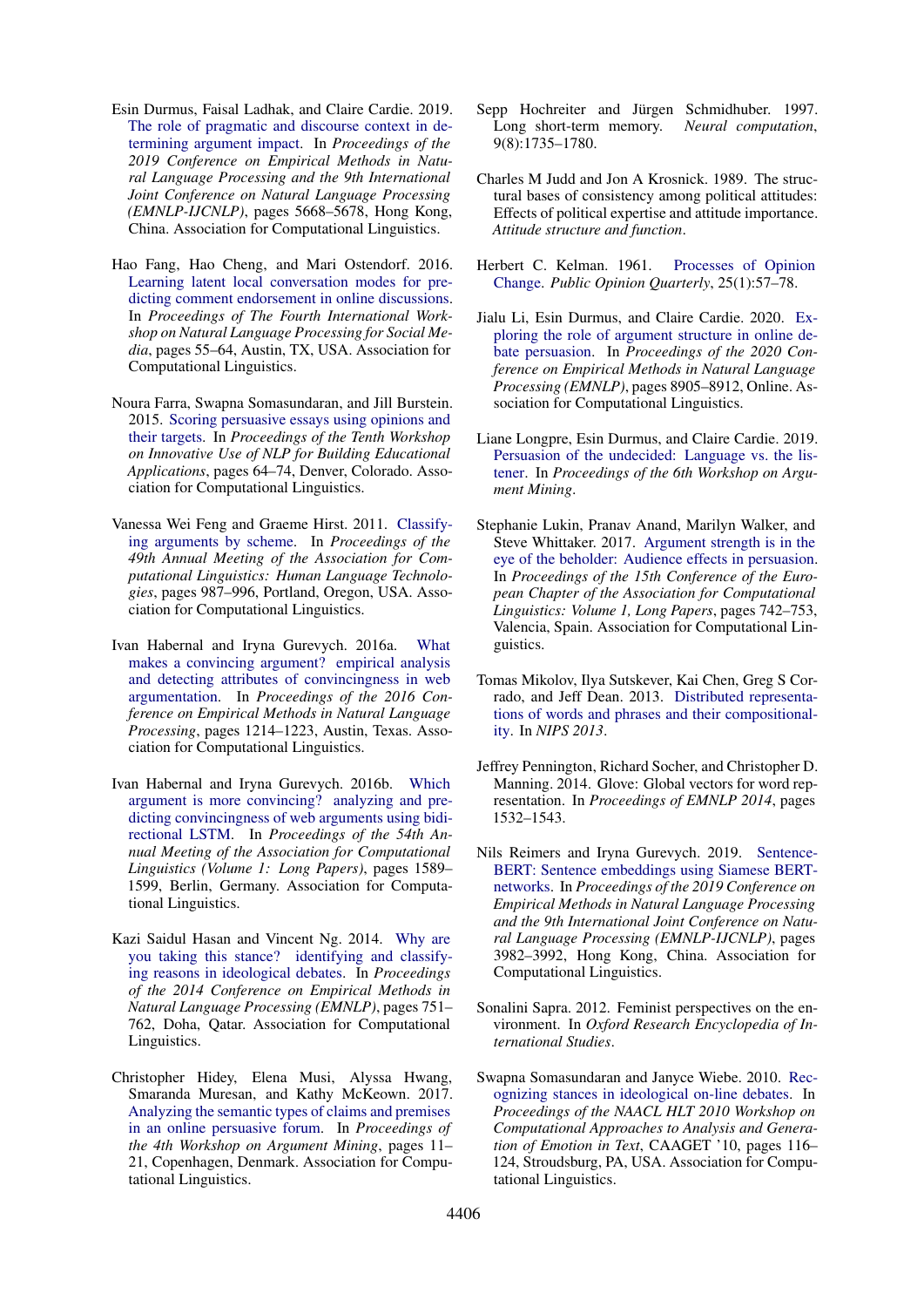Esin Durmus, Faisal Ladhak, and Claire Cardie. 2019. The role of pragmatic and discourse context in determining argument impact. In *Proceedings of the 2019 Conference on Empirical Methods in Natural Language Processing and the 9th International Joint Conference on Natural Language Processing (EMNLP-IJCNLP)*, pages 5668–5678, Hong Kong, China. Association for Computational Linguistics.

Hao Fang, Hao Cheng, and Mari Ostendorf. 2016. Learning latent local conversation modes for predicting comment endorsement in online discussions. In *Proceedings of The Fourth International Workshop on Natural Language Processing for Social Media*, pages 55–64, Austin, TX, USA. Association for Computational Linguistics.

Noura Farra, Swapna Somasundaran, and Jill Burstein. 2015. Scoring persuasive essays using opinions and their targets. In *Proceedings of the Tenth Workshop on Innovative Use of NLP for Building Educational Applications*, pages 64–74, Denver, Colorado. Association for Computational Linguistics.

Vanessa Wei Feng and Graeme Hirst. 2011. Classifying arguments by scheme. In *Proceedings of the 49th Annual Meeting of the Association for Computational Linguistics: Human Language Technologies*, pages 987–996, Portland, Oregon, USA. Association for Computational Linguistics.

Ivan Habernal and Iryna Gurevych. 2016a. What makes a convincing argument? empirical analysis and detecting attributes of convincingness in web argumentation. In *Proceedings of the 2016 Conference on Empirical Methods in Natural Language Processing*, pages 1214–1223, Austin, Texas. Association for Computational Linguistics.

Ivan Habernal and Iryna Gurevych. 2016b. Which argument is more convincing? analyzing and predicting convincingness of web arguments using bidirectional LSTM. In *Proceedings of the 54th Annual Meeting of the Association for Computational Linguistics (Volume 1: Long Papers)*, pages 1589–1599, Berlin, Germany. Association for Computational Linguistics.

Kazi Saidul Hasan and Vincent Ng. 2014. Why are you taking this stance? identifying and classifying reasons in ideological debates. In *Proceedings of the 2014 Conference on Empirical Methods in Natural Language Processing (EMNLP)*, pages 751–762, Doha, Qatar. Association for Computational Linguistics.

Christopher Hidey, Elena Musi, Alyssa Hwang, Smaranda Muresan, and Kathy McKeown. 2017. Analyzing the semantic types of claims and premises in an online persuasive forum. In *Proceedings of the 4th Workshop on Argument Mining*, pages 11–21, Copenhagen, Denmark. Association for Computational Linguistics.

Sepp Hochreiter and Jürgen Schmidhuber. 1997. Long short-term memory. *Neural computation*, 9(8):1735–1780.

Charles M Judd and Jon A Krosnick. 1989. The structural bases of consistency among political attitudes: Effects of political expertise and attitude importance. *Attitude structure and function*.

Herbert C. Kelman. 1961. Processes of Opinion Change. *Public Opinion Quarterly*, 25(1):57–78.

Jialu Li, Esin Durmus, and Claire Cardie. 2020. Exploring the role of argument structure in online debate persuasion. In *Proceedings of the 2020 Conference on Empirical Methods in Natural Language Processing (EMNLP)*, pages 8905–8912, Online. Association for Computational Linguistics.

Liane Longpre, Esin Durmus, and Claire Cardie. 2019. Persuasion of the undecided: Language vs. the listener. In *Proceedings of the 6th Workshop on Argument Mining*.

Stephanie Lukin, Pranav Anand, Marilyn Walker, and Steve Whittaker. 2017. Argument strength is in the eye of the beholder: Audience effects in persuasion. In *Proceedings of the 15th Conference of the European Chapter of the Association for Computational Linguistics: Volume 1, Long Papers*, pages 742–753, Valencia, Spain. Association for Computational Linguistics.

Tomas Mikolov, Ilya Sutskever, Kai Chen, Greg S Corrado, and Jeff Dean. 2013. Distributed representations of words and phrases and their compositionality. In *NIPS 2013*.

Jeffrey Pennington, Richard Socher, and Christopher D. Manning. 2014. Glove: Global vectors for word representation. In *Proceedings of EMNLP 2014*, pages 1532–1543.

Nils Reimers and Iryna Gurevych. 2019. Sentence-BERT: Sentence embeddings using Siamese BERT-networks. In *Proceedings of the 2019 Conference on Empirical Methods in Natural Language Processing and the 9th International Joint Conference on Natural Language Processing (EMNLP-IJCNLP)*, pages 3982–3992, Hong Kong, China. Association for Computational Linguistics.

Sonalini Sapra. 2012. Feminist perspectives on the environment. In *Oxford Research Encyclopedia of International Studies*.

Swapna Somasundaran and Janyce Wiebe. 2010. Recognizing stances in ideological on-line debates. In *Proceedings of the NAACL HLT 2010 Workshop on Computational Approaches to Analysis and Generation of Emotion in Text*, CAAGET '10, pages 116–124, Stroudsburg, PA, USA. Association for Computational Linguistics.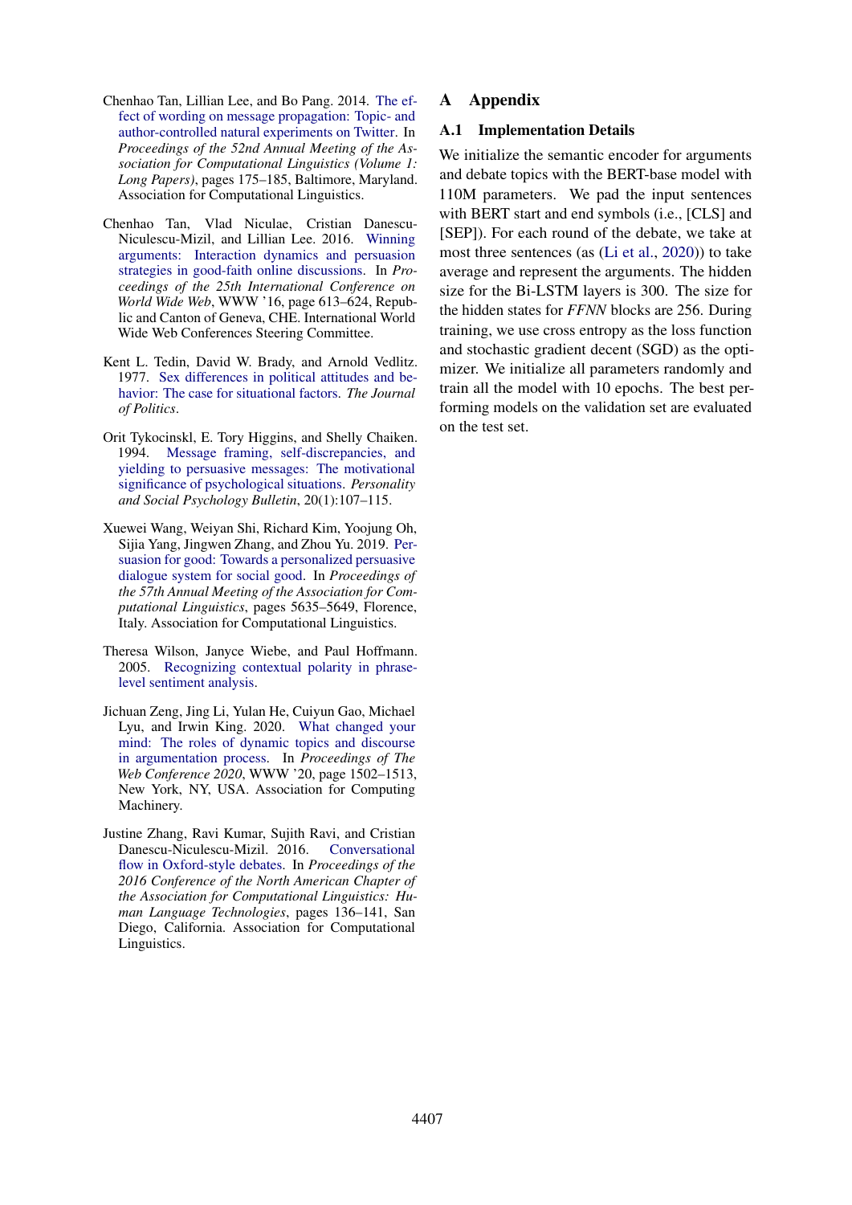Chenhao Tan, Lillian Lee, and Bo Pang. 2014. The effect of wording on message propagation: Topic- and author-controlled natural experiments on Twitter. In *Proceedings of the 52nd Annual Meeting of the Association for Computational Linguistics (Volume 1: Long Papers)*, pages 175–185, Baltimore, Maryland. Association for Computational Linguistics.

Chenhao Tan, Vlad Niculae, Cristian Danescu-Niculescu-Mizil, and Lillian Lee. 2016. Winning arguments: Interaction dynamics and persuasion strategies in good-faith online discussions. In *Proceedings of the 25th International Conference on World Wide Web*, WWW '16, page 613–624, Republic and Canton of Geneva, CHE. International World Wide Web Conferences Steering Committee.

Kent L. Tedin, David W. Brady, and Arnold Vedlitz. 1977. Sex differences in political attitudes and behavior: The case for situational factors. *The Journal of Politics*.

Orit Tykocinskl, E. Tory Higgins, and Shelly Chaiken. 1994. Message framing, self-discrepancies, and yielding to persuasive messages: The motivational significance of psychological situations. *Personality and Social Psychology Bulletin*, 20(1):107–115.

Xuewei Wang, Weiyan Shi, Richard Kim, Yoojung Oh, Sijia Yang, Jingwen Zhang, and Zhou Yu. 2019. Persuasion for good: Towards a personalized persuasive dialogue system for social good. In *Proceedings of the 57th Annual Meeting of the Association for Computational Linguistics*, pages 5635–5649, Florence, Italy. Association for Computational Linguistics.

Theresa Wilson, Janyce Wiebe, and Paul Hoffmann. 2005. Recognizing contextual polarity in phrase-level sentiment analysis.

Jichuan Zeng, Jing Li, Yulan He, Cuiyun Gao, Michael Lyu, and Irwin King. 2020. What changed your mind: The roles of dynamic topics and discourse in argumentation process. In *Proceedings of The Web Conference 2020*, WWW '20, page 1502–1513, New York, NY, USA. Association for Computing Machinery.

Justine Zhang, Ravi Kumar, Sujith Ravi, and Cristian Danescu-Niculescu-Mizil. 2016. Conversational flow in Oxford-style debates. In *Proceedings of the 2016 Conference of the North American Chapter of the Association for Computational Linguistics: Human Language Technologies*, pages 136–141, San Diego, California. Association for Computational Linguistics.

# A Appendix

## A.1 Implementation Details

We initialize the semantic encoder for arguments and debate topics with the BERT-base model with 110M parameters. We pad the input sentences with BERT start and end symbols (i.e., [CLS] and [SEP]). For each round of the debate, we take at most three sentences (as (Li et al., 2020)) to take average and represent the arguments. The hidden size for the Bi-LSTM layers is 300. The size for the hidden states for *FFNN* blocks are 256. During training, we use cross entropy as the loss function and stochastic gradient decent (SGD) as the optimizer. We initialize all parameters randomly and train all the model with 10 epochs. The best performing models on the validation set are evaluated on the test set.